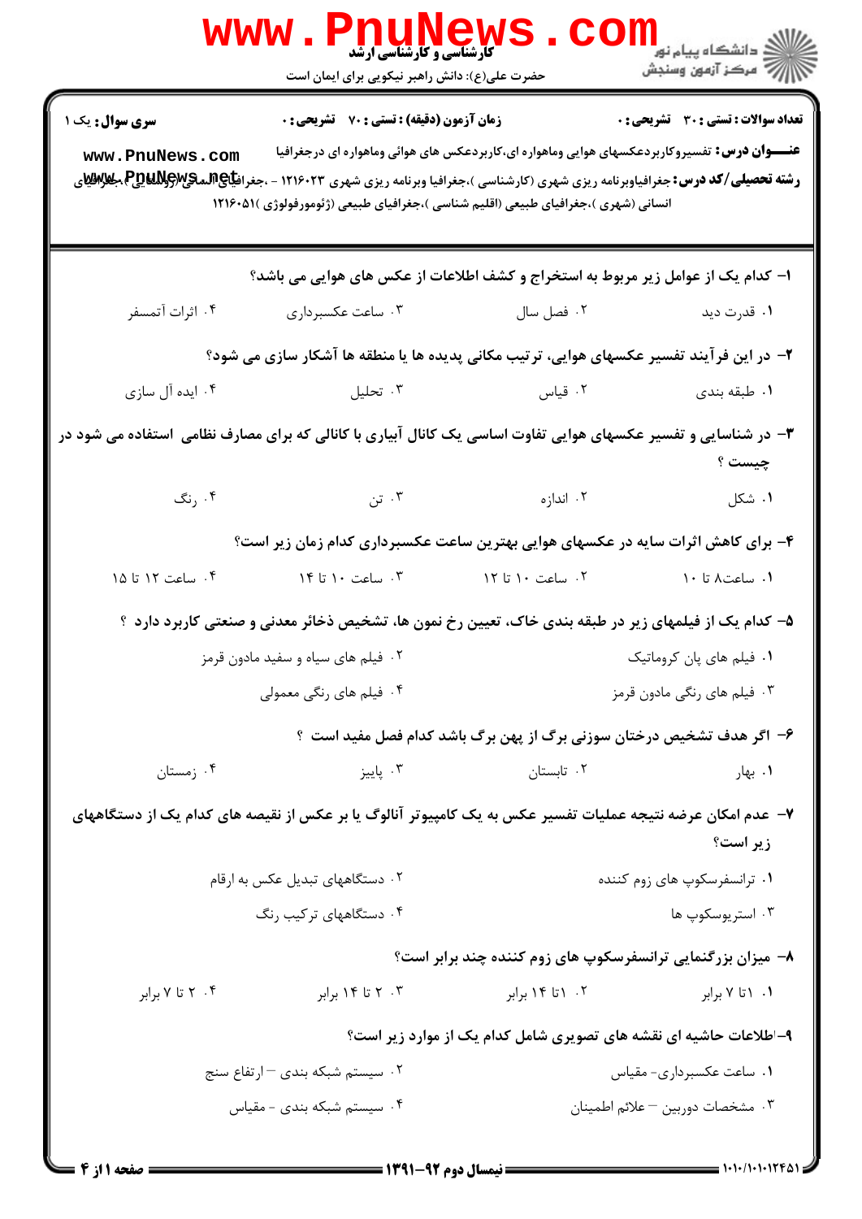کارشناسی و کارشناسی ارشد

حضرت علی(ع): دانش راهبر نیکویی برای ایمان است

دانشگاه پیام نور
مرکز آزمون وسنجش

**سری سوال:** یک ۱

**زمان آزمون (دقیقه) : تستی : ۷۰ تشریحی : ۰**

**تعداد سوالات : تستی : ۳۰ تشریحی : ۰**

**عنـــوان درس:** تفسیروکاربردعکسهای هوایی وماهواره ای،کاربردعکس های هوائی وماهواره ای درجغرافیا

**رشته تحصیلی/کد درس:** جغرافیاوبرنامه ریزی شهری (کارشناسی )،جغرافیا وبرنامه ریزی شهری ۱۲۱۶۰۲۳ - ،جغرافیای انسانی (روستایی)،جغرافیای انسانی (شهری )،جغرافیای طبیعی (اقلیم شناسی )،جغرافیای طبیعی (ژئومورفولوژی )۱۲۱۶۰۵۱

۱- کدام یک از عوامل زیر مربوط به استخراج و کشف اطلاعات از عکس های هوایی می باشد؟

۱. قدرت دید
۲. فصل سال
۳. ساعت عکسبرداری
۴. اثرات آتمسفر

۲- در این فرآیند تفسیر عکسهای هوایی، ترتیب مکانی پدیده ها یا منطقه ها آشکار سازی می شود؟

۱. طبقه بندی
۲. قیاس
۳. تحلیل
۴. ایده آل سازی

۳- در شناسایی و تفسیر عکسهای هوایی تفاوت اساسی یک کانال آبیاری با کانالی که برای مصارف نظامی استفاده می شود در چیست ؟

۱. شکل
۲. اندازه
۳. تن
۴. رنگ

۴- برای کاهش اثرات سایه در عکسهای هوایی بهترین ساعت عکسبرداری کدام زمان زیر است؟

۱. ساعت۸ تا ۱۰
۲. ساعت ۱۰ تا ۱۲
۳. ساعت ۱۰ تا ۱۴
۴. ساعت ۱۲ تا ۱۵

۵- کدام یک از فیلمهای زیر در طبقه بندی خاک، تعیین رخ نمون ها، تشخیص ذخائر معدنی و صنعتی کاربرد دارد ؟

۱. فیلم های پان کروماتیک
۲. فیلم های سیاه و سفید مادون قرمز
۳. فیلم های رنگی مادون قرمز
۴. فیلم های رنگی معمولی

۶- اگر هدف تشخیص درختان سوزنی برگ از پهن برگ باشد کدام فصل مفید است ؟

۱. بهار
۲. تابستان
۳. پاییز
۴. زمستان

۷- عدم امکان عرضه نتیجه عملیات تفسیر عکس به یک کامپیوتر آنالوگ یا بر عکس از نقیصه های کدام یک از دستگاههای زیر است؟

۱. ترانسفرسکوپ های زوم کننده
۲. دستگاههای تبدیل عکس به ارقام
۳. استریوسکوپ ها
۴. دستگاههای ترکیب رنگ

۸- میزان بزرگنمایی ترانسفرسکوپ های زوم کننده چند برابر است؟

۱. ۱تا ۷ برابر
۲. ۱تا ۱۴ برابر
۳. ۲ تا ۱۴ برابر
۴. ۲ تا ۷ برابر

۹-اطلاعات حاشیه ای نقشه های تصویری شامل کدام یک از موارد زیر است؟

۱. ساعت عکسبرداری- مقیاس
۲. سیستم شبکه بندی – ارتفاع سنج
۳. مشخصات دوربین – علائم اطمینان
۴. سیستم شبکه بندی - مقیاس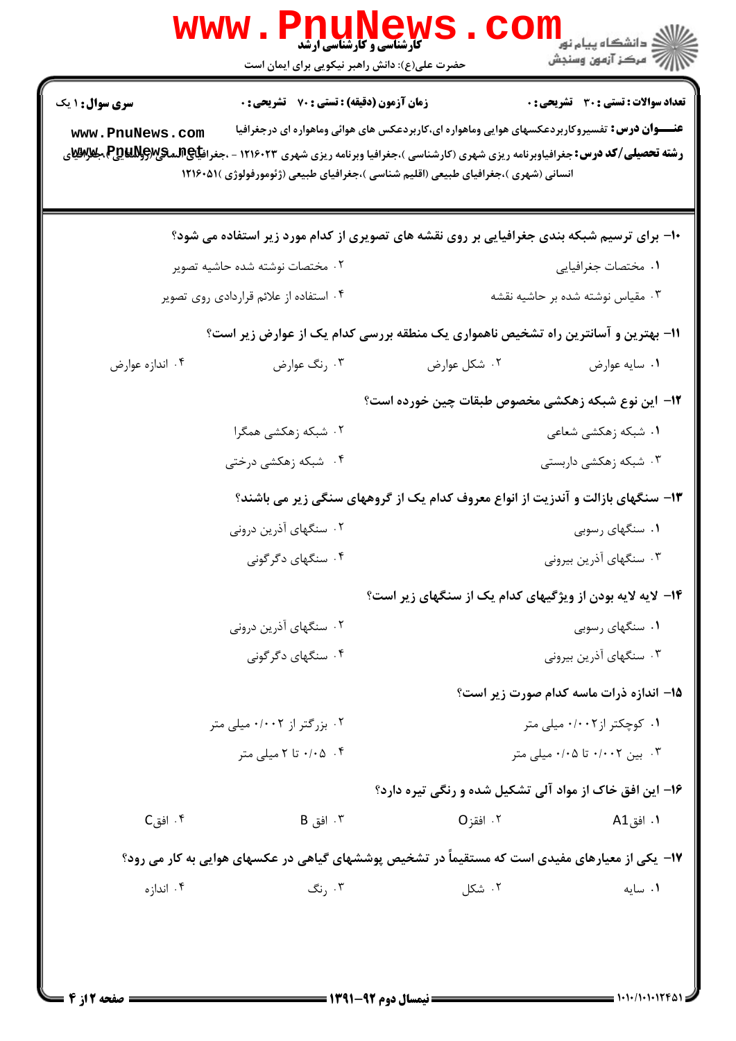**سری سوال:** ۱ یک | **زمان آزمون (دقیقه) : تستی :** ۷۰ **تشریحی :** ۰ | **تعداد سوالات : تستی :** ۳۰ **تشریحی :** ۰

**عنـــوان درس:** تفسیروکاربردعکسهای هوایی وماهواره ای،کاربردعکس های هوائی وماهواره ای درجغرافیا

**رشته تحصیلی/کد درس:** جغرافیاوبرنامه ریزی شهری (کارشناسی )،جغرافیا وبرنامه ریزی شهری ۱۲۱۶۰۲۳ - ،جغرافیای انسانی (روستایی )،جغرافیای انسانی (شهری )،جغرافیای طبیعی (اقلیم شناسی )،جغرافیای طبیعی (ژئومورفولوژی )۱۲۱۶۰۵۱

۱۰- برای ترسیم شبکه بندی جغرافیایی بر روی نقشه های تصویری از کدام مورد زیر استفاده می شود؟

۱. مختصات جغرافیایی
۲. مختصات نوشته شده حاشیه تصویر
۳. مقیاس نوشته شده بر حاشیه نقشه
۴. استفاده از علائم قراردادی روی تصویر

۱۱- بهترین و آسانترین راه تشخیص ناهمواری یک منطقه بررسی کدام یک از عوارض زیر است؟

۱. سایه عوارض
۲. شکل عوارض
۳. رنگ عوارض
۴. اندازه عوارض

۱۲- این نوع شبکه زهکشی مخصوص طبقات چین خورده است؟

۱. شبکه زهکشی شعاعی
۲. شبکه زهکشی همگرا
۳. شبکه زهکشی داربستی
۴. شبکه زهکشی درختی

۱۳- سنگهای بازالت و آندزیت از انواع معروف کدام یک از گروههای سنگی زیر می باشند؟

۱. سنگهای رسوبی
۲. سنگهای آذرین درونی
۳. سنگهای آذرین بیرونی
۴. سنگهای دگرگونی

۱۴- لایه لایه بودن از ویژگیهای کدام یک از سنگهای زیر است؟

۱. سنگهای رسوبی
۲. سنگهای آذرین درونی
۳. سنگهای آذرین بیرونی
۴. سنگهای دگرگونی

۱۵- اندازه ذرات ماسه کدام صورت زیر است؟

۱. کوچکتر از۰/۰۰۲ میلی متر
۲. بزرگتر از ۰/۰۰۲ میلی متر
۳. بین ۰/۰۰۲ تا ۰/۰۵ میلی متر
۴. ۰/۰۵ تا ۲ میلی متر

۱۶- این افق خاک از مواد آلی تشکیل شده و رنگی تیره دارد؟

۱. افق A1
۲. افقO
۳. افق B
۴. افق C

۱۷- یکی از معیارهای مفیدی است که مستقیماً در تشخیص پوششهای گیاهی در عکسهای هوایی به کار می رود؟

۱. سایه
۲. شکل
۳. رنگ
۴. اندازه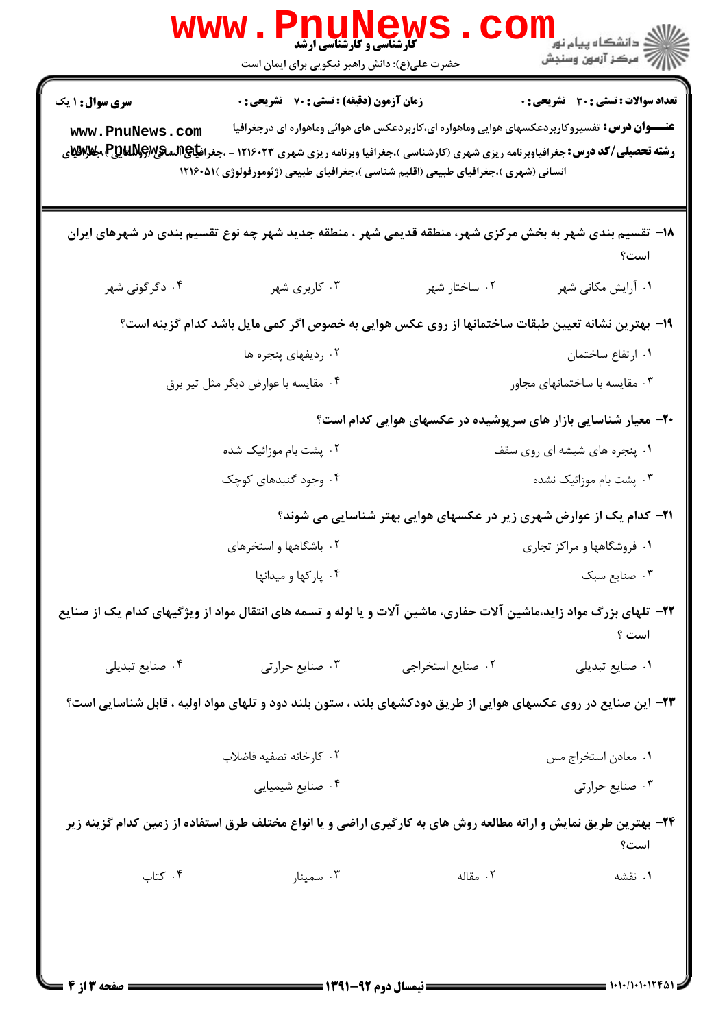**سری سوال:** ۱ یک　　**زمان آزمون (دقیقه) : تستی :** ۷۰　**تشریحی :** ۰　　**تعداد سوالات : تستی :** ۳۰　**تشریحی :** ۰

**عنـــوان درس:** تفسیروکاربردعکسهای هوایی وماهواره ای،کاربردعکس های هوائی وماهواره ای درجغرافیا

**رشته تحصیلی/کد درس:** جغرافیاوبرنامه ریزی شهری (کارشناسی )،جغرافیا وبرنامه ریزی شهری ۱۲۱۶۰۲۳ - ،جغرافیای انسانی (شهری )،جغرافیای طبیعی (اقلیم شناسی )،جغرافیای طبیعی (ژئومورفولوژی )۱۲۱۶۰۵۱

۱۸- تقسیم بندی شهر به بخش مرکزی شهر، منطقه قدیمی شهر ، منطقه جدید شهر چه نوع تقسیم بندی در شهرهای ایران است؟

۱. آرایش مکانی شهر　　۲. ساختار شهر　　۳. کاربری شهر　　۴. دگرگونی شهر

۱۹- بهترین نشانه تعیین طبقات ساختمانها از روی عکس هوایی به خصوص اگر کمی مایل باشد کدام گزینه است؟

۱. ارتفاع ساختمان　　۲. ردیفهای پنجره ها
۳. مقایسه با ساختمانهای مجاور　　۴. مقایسه با عوارض دیگر مثل تیر برق

۲۰- معیار شناسایی بازار های سرپوشیده در عکسهای هوایی کدام است؟

۱. پنجره های شیشه ای روی سقف　　۲. پشت بام موزائیک شده
۳. پشت بام موزائیک نشده　　۴. وجود گنبدهای کوچک

۲۱- کدام یک از عوارض شهری زیر در عکسهای هوایی بهتر شناسایی می شوند؟

۱. فروشگاهها و مراکز تجاری　　۲. باشگاهها و استخرهای
۳. صنایع سبک　　۴. پارکها و میدانها

۲۲- تلهای بزرگ مواد زاید،ماشین آلات حفاری، ماشین آلات و یا لوله و تسمه های انتقال مواد از ویژگیهای کدام یک از صنایع است ؟

۱. صنایع تبدیلی　　۲. صنایع استخراجی　　۳. صنایع حرارتی　　۴. صنایع تبدیلی

۲۳- این صنایع در روی عکسهای هوایی از طریق دودکشهای بلند ، ستون بلند دود و تلهای مواد اولیه ، قابل شناسایی است؟

۱. معادن استخراج مس　　۲. کارخانه تصفیه فاضلاب
۳. صنایع حرارتی　　۴. صنایع شیمیایی

۲۴- بهترین طریق نمایش و ارائه مطالعه روش های به کارگیری اراضی و یا انواع مختلف طرق استفاده از زمین کدام گزینه زیر است؟

۱. نقشه　　۲. مقاله　　۳. سمینار　　۴. کتاب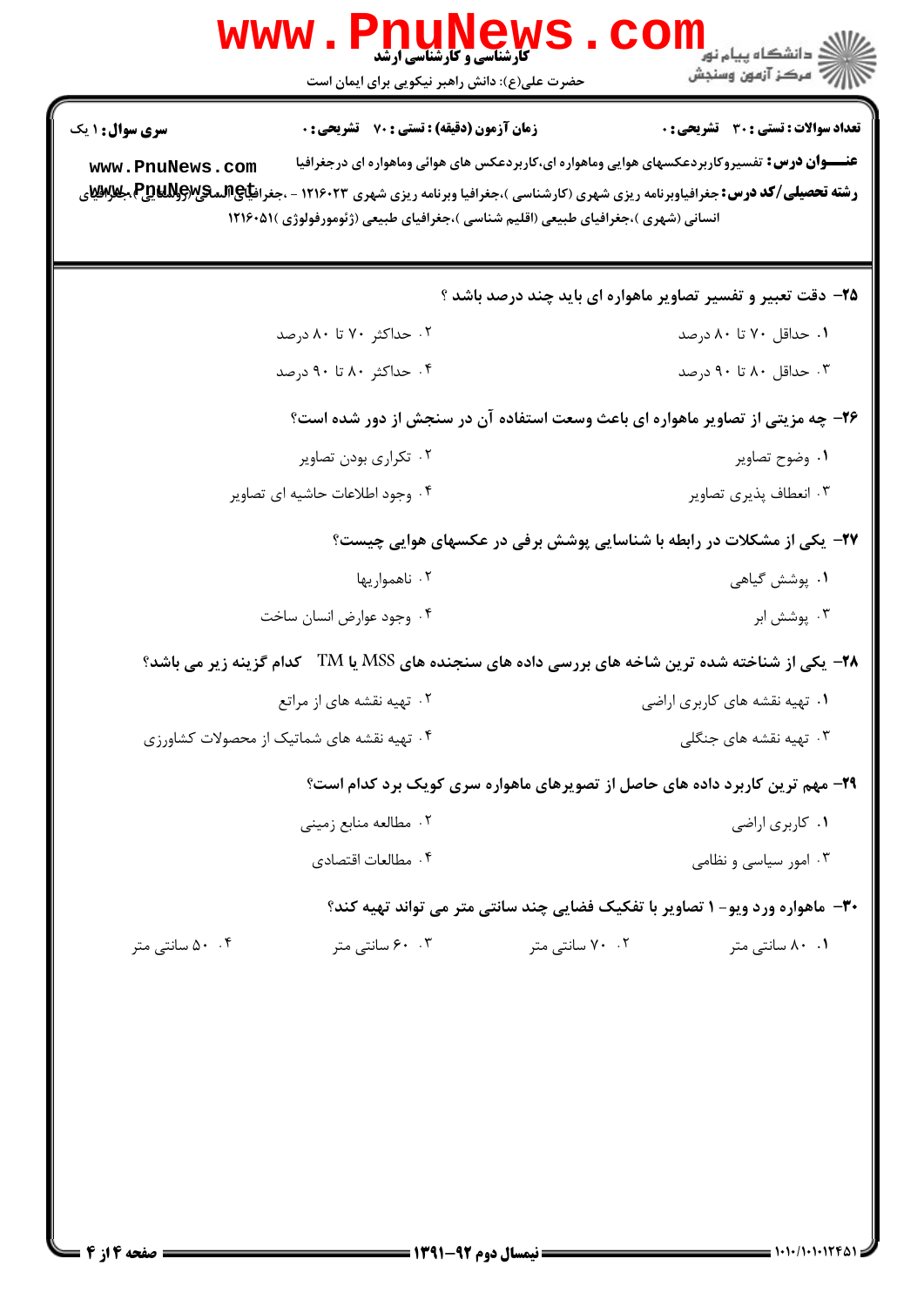**سری سوال:** ۱ یک

**زمان آزمون (دقیقه) : تستی : ۷۰ تشریحی : ۰**

**تعداد سوالات : تستی : ۳۰ تشریحی : ۰**

**عنـــوان درس:** تفسیروکاربردعکسهای هوایی وماهواره ای،کاربردعکس های هوائی وماهواره ای درجغرافیا

**رشته تحصیلی/کد درس:** جغرافیاوبرنامه ریزی شهری (کارشناسی )،جغرافیا وبرنامه ریزی شهری ۱۲۱۶۰۲۳ - ،جغرافیای انسانی (روستایی )،جغرافیای انسانی (شهری )،جغرافیای طبیعی (اقلیم شناسی )،جغرافیای طبیعی (ژئومورفولوژی )۱۲۱۶۰۵۱

**۲۵- دقت تعبیر و تفسیر تصاویر ماهواره ای باید چند درصد باشد ؟**

۱. حداقل ۷۰ تا ۸۰ درصد

۲. حداکثر ۷۰ تا ۸۰ درصد

۳. حداقل ۸۰ تا ۹۰ درصد

۴. حداکثر ۸۰ تا ۹۰ درصد

**۲۶- چه مزیتی از تصاویر ماهواره ای باعث وسعت استفاده آن در سنجش از دور شده است؟**

۱. وضوح تصاویر

۲. تکراری بودن تصاویر

۳. انعطاف پذیری تصاویر

۴. وجود اطلاعات حاشیه ای تصاویر

**۲۷- یکی از مشکلات در رابطه با شناسایی پوشش برفی در عکسهای هوایی چیست؟**

۱. پوشش گیاهی

۲. ناهمواریها

۳. پوشش ابر

۴. وجود عوارض انسان ساخت

**۲۸- یکی از شناخته شده ترین شاخه های بررسی داده های سنجنده های MSS یا TM کدام گزینه زیر می باشد؟**

۱. تهیه نقشه های کاربری اراضی

۲. تهیه نقشه های از مراتع

۳. تهیه نقشه های جنگلی

۴. تهیه نقشه های شماتیک از محصولات کشاورزی

**۲۹- مهم ترین کاربرد داده های حاصل از تصویرهای ماهواره سری کویک برد کدام است؟**

۱. کاربری اراضی

۲. مطالعه منابع زمینی

۳. امور سیاسی و نظامی

۴. مطالعات اقتصادی

**۳۰- ماهواره ورد ویو- ۱ تصاویر با تفکیک فضایی چند سانتی متر می تواند تهیه کند؟**

۱. ۸۰ سانتی متر

۲. ۷۰ سانتی متر

۳. ۶۰ سانتی متر

۴. ۵۰ سانتی متر